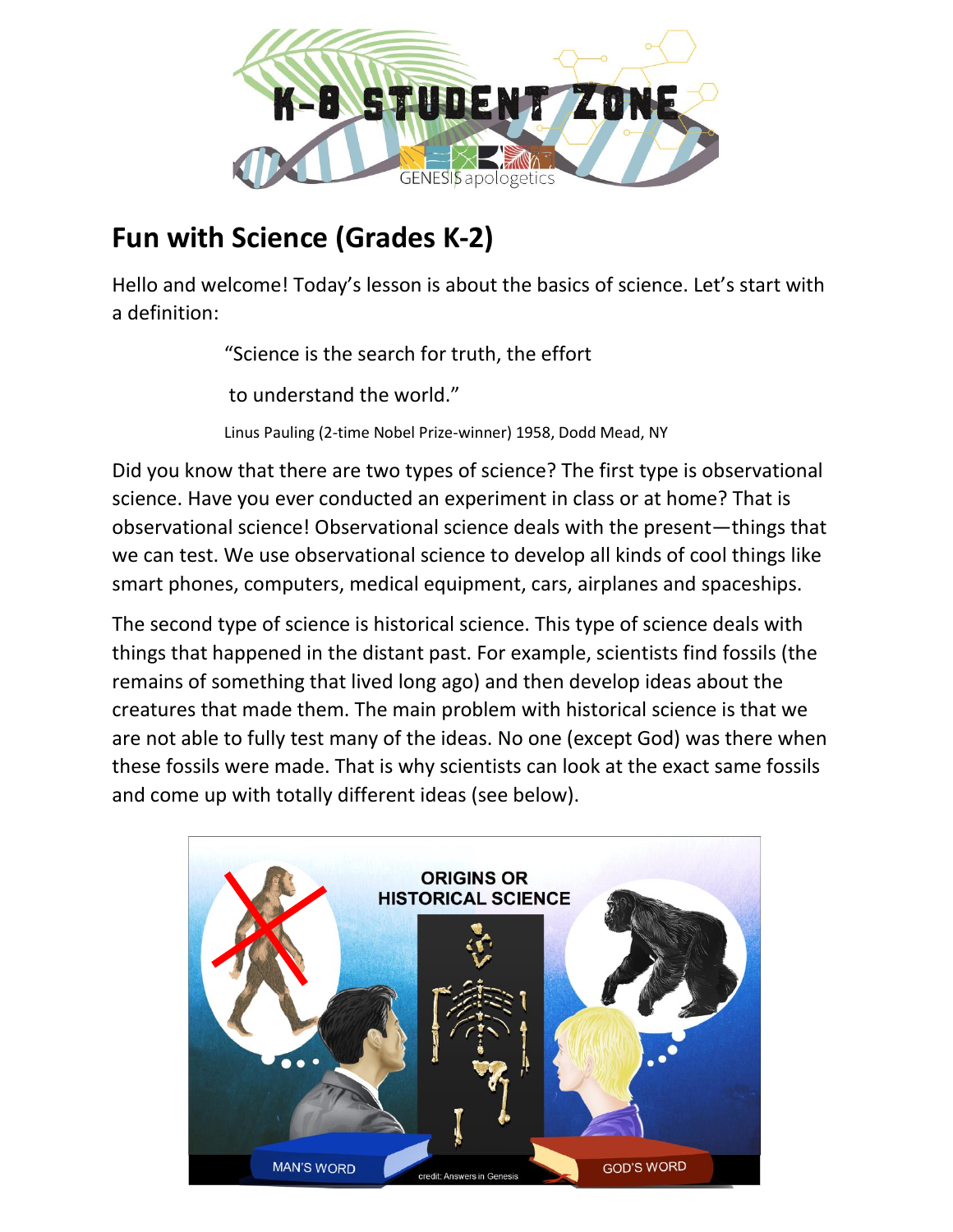# Fun with Science (Grades K-2)

Hello and welcome! Today's lesson is about the basics of science. Let's start with a definition:

> "Science is the search for truth, the effort
>
> to understand the world."
>
> Linus Pauling (2-time Nobel Prize-winner) 1958, Dodd Mead, NY

Did you know that there are two types of science? The first type is observational science. Have you ever conducted an experiment in class or at home? That is observational science! Observational science deals with the present—things that we can test. We use observational science to develop all kinds of cool things like smart phones, computers, medical equipment, cars, airplanes and spaceships.

The second type of science is historical science. This type of science deals with things that happened in the distant past. For example, scientists find fossils (the remains of something that lived long ago) and then develop ideas about the creatures that made them. The main problem with historical science is that we are not able to fully test many of the ideas. No one (except God) was there when these fossils were made. That is why scientists can look at the exact same fossils and come up with totally different ideas (see below).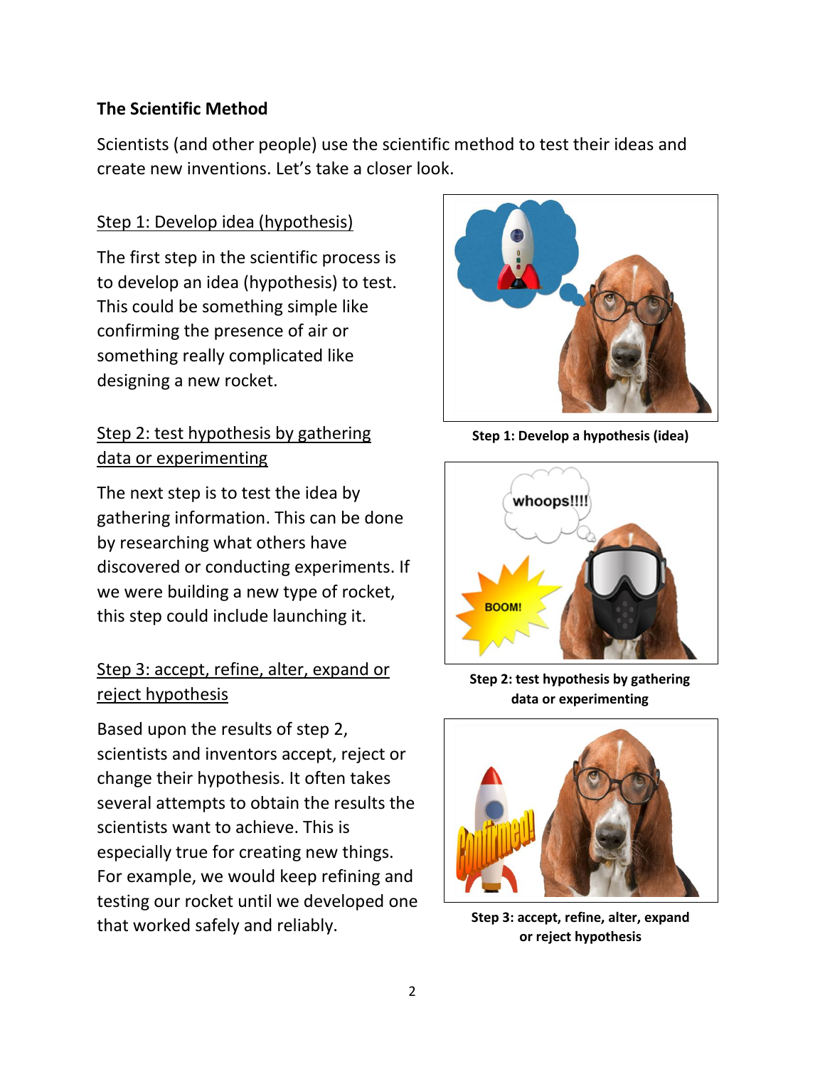## The Scientific Method

Scientists (and other people) use the scientific method to test their ideas and create new inventions. Let's take a closer look.

### Step 1: Develop idea (hypothesis)

The first step in the scientific process is to develop an idea (hypothesis) to test. This could be something simple like confirming the presence of air or something really complicated like designing a new rocket.

**Step 1: Develop a hypothesis (idea)**

### Step 2: test hypothesis by gathering data or experimenting

The next step is to test the idea by gathering information. This can be done by researching what others have discovered or conducting experiments. If we were building a new type of rocket, this step could include launching it.

**Step 2: test hypothesis by gathering data or experimenting**

### Step 3: accept, refine, alter, expand or reject hypothesis

Based upon the results of step 2, scientists and inventors accept, reject or change their hypothesis. It often takes several attempts to obtain the results the scientists want to achieve. This is especially true for creating new things. For example, we would keep refining and testing our rocket until we developed one that worked safely and reliably.

**Step 3: accept, refine, alter, expand or reject hypothesis**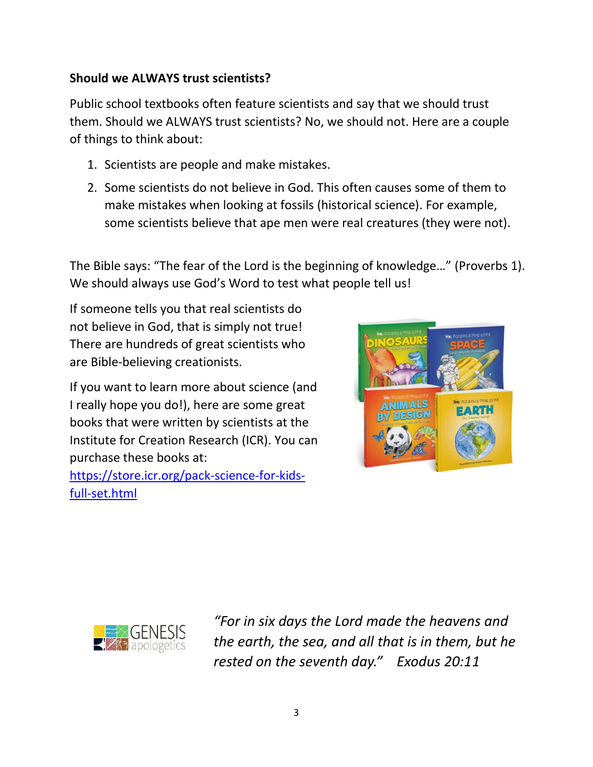**Should we ALWAYS trust scientists?**

Public school textbooks often feature scientists and say that we should trust them. Should we ALWAYS trust scientists? No, we should not. Here are a couple of things to think about:

1. Scientists are people and make mistakes.
2. Some scientists do not believe in God. This often causes some of them to make mistakes when looking at fossils (historical science). For example, some scientists believe that ape men were real creatures (they were not).

The Bible says: "The fear of the Lord is the beginning of knowledge…" (Proverbs 1). We should always use God's Word to test what people tell us!

If someone tells you that real scientists do not believe in God, that is simply not true! There are hundreds of great scientists who are Bible-believing creationists.

If you want to learn more about science (and I really hope you do!), here are some great books that were written by scientists at the Institute for Creation Research (ICR). You can purchase these books at: https://store.icr.org/pack-science-for-kids-full-set.html

GENESIS apologetics

*"For in six days the Lord made the heavens and the earth, the sea, and all that is in them, but he rested on the seventh day." Exodus 20:11*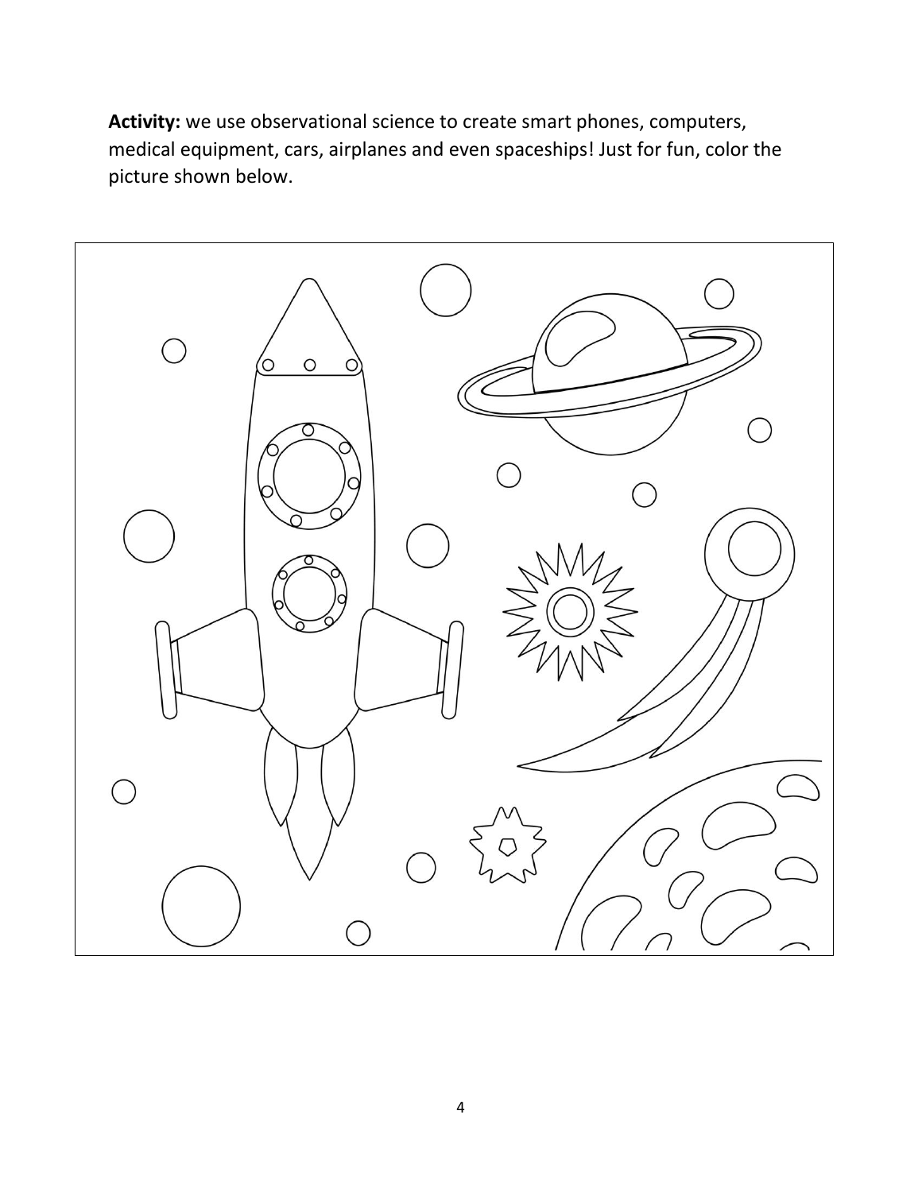**Activity:** we use observational science to create smart phones, computers, medical equipment, cars, airplanes and even spaceships! Just for fun, color the picture shown below.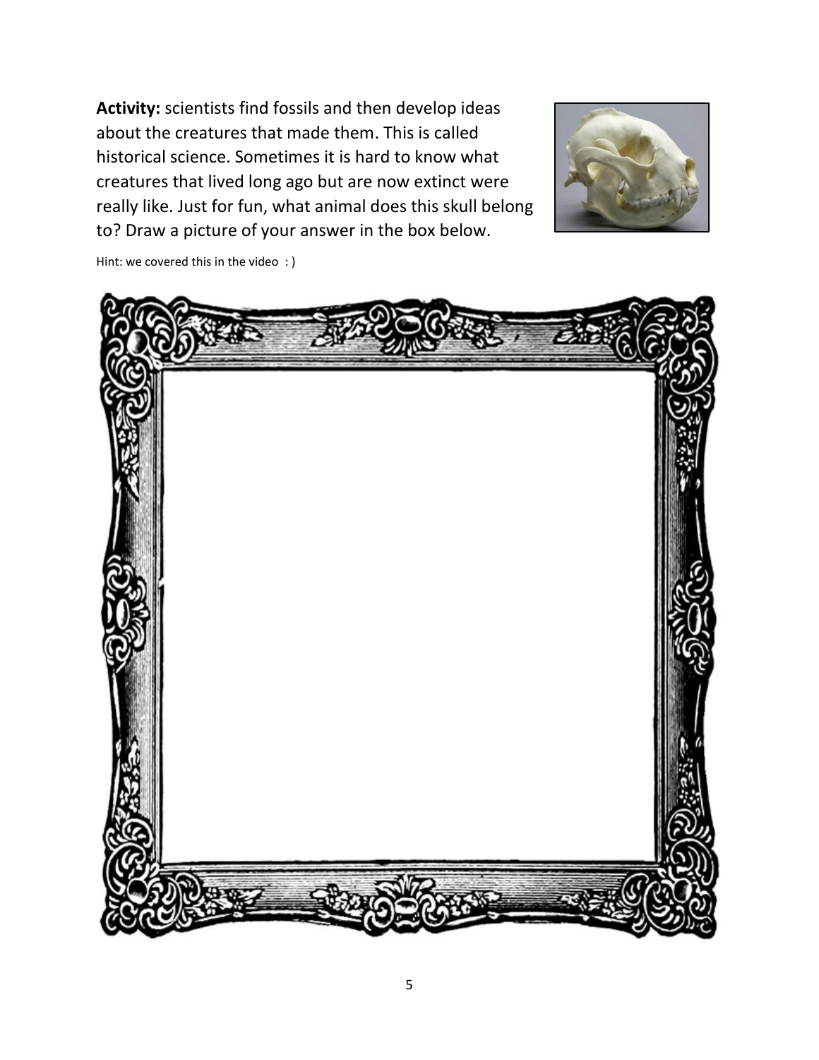**Activity:** scientists find fossils and then develop ideas about the creatures that made them. This is called historical science. Sometimes it is hard to know what creatures that lived long ago but are now extinct were really like. Just for fun, what animal does this skull belong to? Draw a picture of your answer in the box below.

Hint: we covered this in the video : )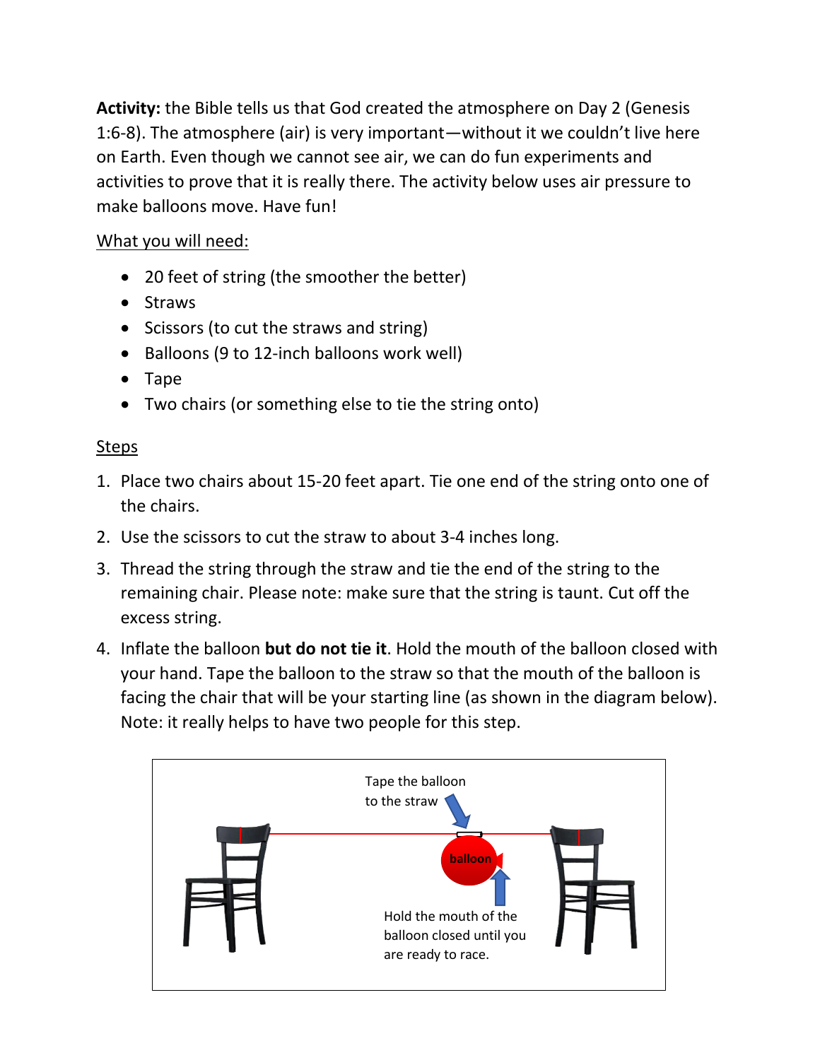**Activity:** the Bible tells us that God created the atmosphere on Day 2 (Genesis 1:6-8). The atmosphere (air) is very important—without it we couldn't live here on Earth. Even though we cannot see air, we can do fun experiments and activities to prove that it is really there. The activity below uses air pressure to make balloons move. Have fun!

What you will need:

- 20 feet of string (the smoother the better)
- Straws
- Scissors (to cut the straws and string)
- Balloons (9 to 12-inch balloons work well)
- Tape
- Two chairs (or something else to tie the string onto)

Steps

1. Place two chairs about 15-20 feet apart. Tie one end of the string onto one of the chairs.
2. Use the scissors to cut the straw to about 3-4 inches long.
3. Thread the string through the straw and tie the end of the string to the remaining chair. Please note: make sure that the string is taunt. Cut off the excess string.
4. Inflate the balloon **but do not tie it**. Hold the mouth of the balloon closed with your hand. Tape the balloon to the straw so that the mouth of the balloon is facing the chair that will be your starting line (as shown in the diagram below). Note: it really helps to have two people for this step.

Tape the balloon to the straw

balloon

Hold the mouth of the balloon closed until you are ready to race.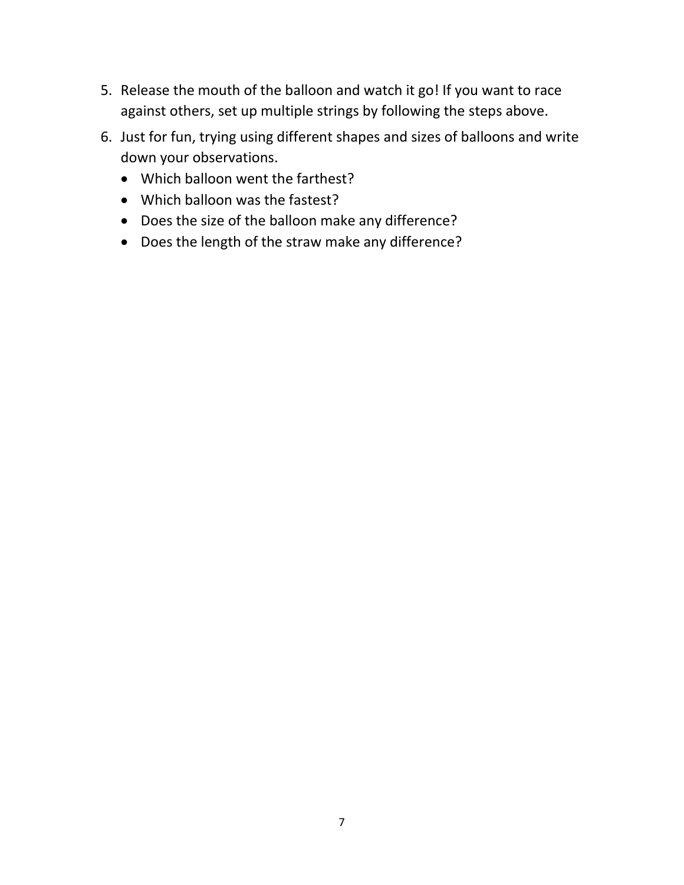5. Release the mouth of the balloon and watch it go! If you want to race against others, set up multiple strings by following the steps above.
6. Just for fun, trying using different shapes and sizes of balloons and write down your observations.
   - Which balloon went the farthest?
   - Which balloon was the fastest?
   - Does the size of the balloon make any difference?
   - Does the length of the straw make any difference?